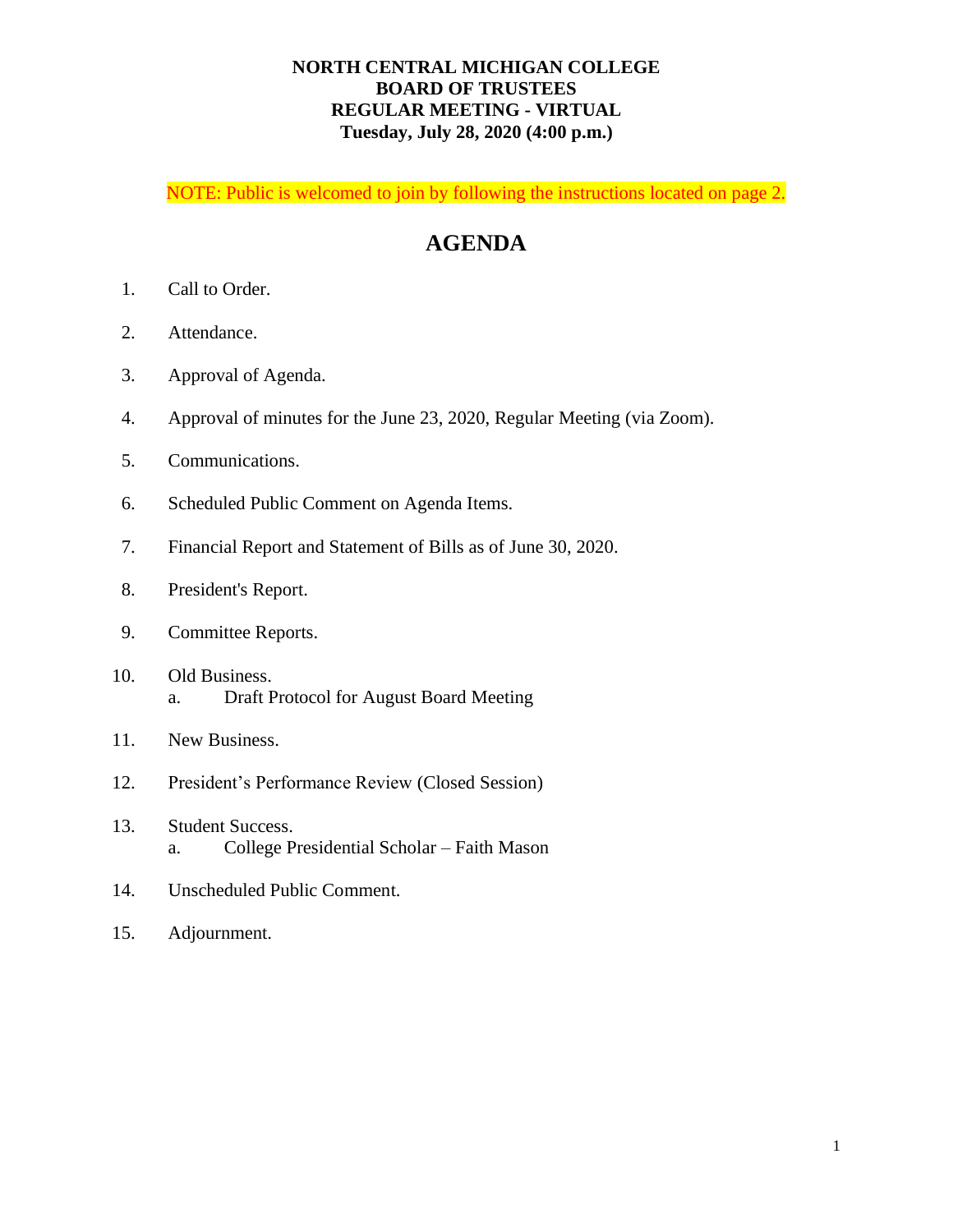**NORTH CENTRAL MICHIGAN COLLEGE**
**BOARD OF TRUSTEES**
**REGULAR MEETING - VIRTUAL**
**Tuesday, July 28, 2020 (4:00 p.m.)**

NOTE: Public is welcomed to join by following the instructions located on page 2.

# AGENDA

1. Call to Order.
2. Attendance.
3. Approval of Agenda.
4. Approval of minutes for the June 23, 2020, Regular Meeting (via Zoom).
5. Communications.
6. Scheduled Public Comment on Agenda Items.
7. Financial Report and Statement of Bills as of June 30, 2020.
8. President's Report.
9. Committee Reports.
10. Old Business.
    a. Draft Protocol for August Board Meeting
11. New Business.
12. President's Performance Review (Closed Session)
13. Student Success.
    a. College Presidential Scholar – Faith Mason
14. Unscheduled Public Comment.
15. Adjournment.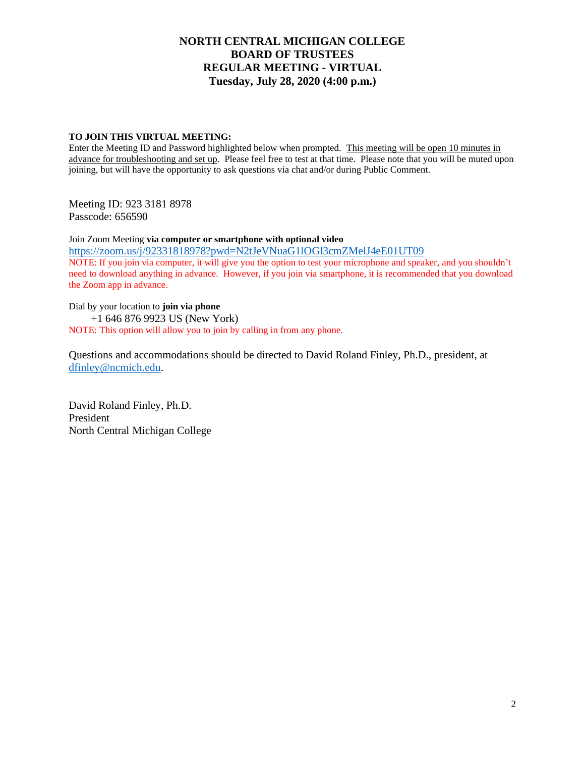# NORTH CENTRAL MICHIGAN COLLEGE
## BOARD OF TRUSTEES
## REGULAR MEETING - VIRTUAL
## Tuesday, July 28, 2020 (4:00 p.m.)

**TO JOIN THIS VIRTUAL MEETING:**

Enter the Meeting ID and Password highlighted below when prompted. This meeting will be open 10 minutes in advance for troubleshooting and set up. Please feel free to test at that time. Please note that you will be muted upon joining, but will have the opportunity to ask questions via chat and/or during Public Comment.

Meeting ID: 923 3181 8978
Passcode: 656590

Join Zoom Meeting **via computer or smartphone with optional video**
https://zoom.us/j/92331818978?pwd=N2tJeVNuaG1lOGl3cmZMelJ4eE01UT09
NOTE: If you join via computer, it will give you the option to test your microphone and speaker, and you shouldn't need to download anything in advance. However, if you join via smartphone, it is recommended that you download the Zoom app in advance.

Dial by your location to **join via phone**
+1 646 876 9923 US (New York)
NOTE: This option will allow you to join by calling in from any phone.

Questions and accommodations should be directed to David Roland Finley, Ph.D., president, at dfinley@ncmich.edu.

David Roland Finley, Ph.D.
President
North Central Michigan College